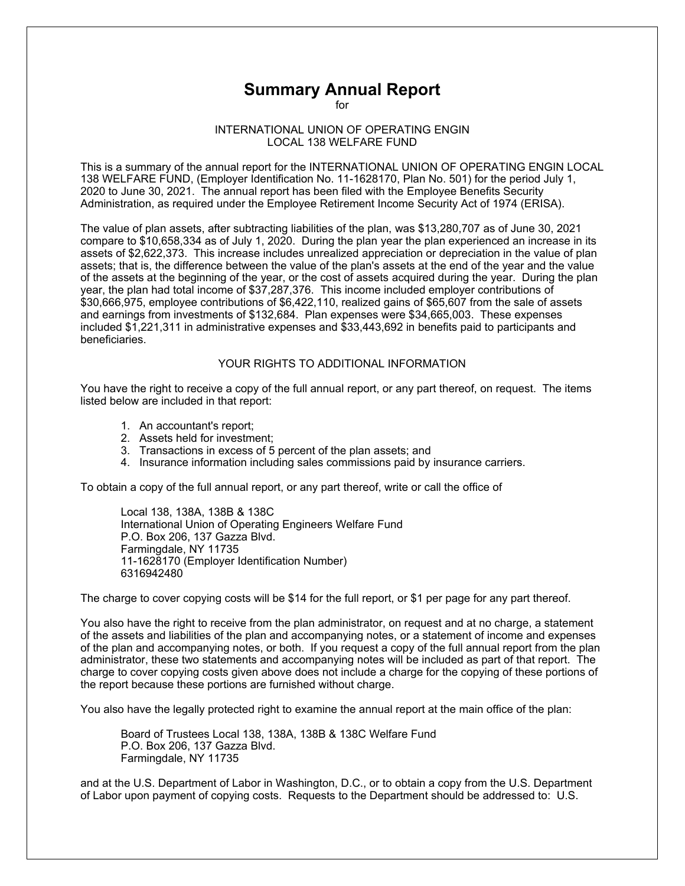# Summary Annual Report

for

INTERNATIONAL UNION OF OPERATING ENGIN
LOCAL 138 WELFARE FUND

This is a summary of the annual report for the INTERNATIONAL UNION OF OPERATING ENGIN LOCAL 138 WELFARE FUND, (Employer Identification No. 11-1628170, Plan No. 501) for the period July 1, 2020 to June 30, 2021. The annual report has been filed with the Employee Benefits Security Administration, as required under the Employee Retirement Income Security Act of 1974 (ERISA).

The value of plan assets, after subtracting liabilities of the plan, was $13,280,707 as of June 30, 2021 compare to $10,658,334 as of July 1, 2020. During the plan year the plan experienced an increase in its assets of $2,622,373. This increase includes unrealized appreciation or depreciation in the value of plan assets; that is, the difference between the value of the plan's assets at the end of the year and the value of the assets at the beginning of the year, or the cost of assets acquired during the year. During the plan year, the plan had total income of $37,287,376. This income included employer contributions of $30,666,975, employee contributions of $6,422,110, realized gains of $65,607 from the sale of assets and earnings from investments of $132,684. Plan expenses were $34,665,003. These expenses included $1,221,311 in administrative expenses and $33,443,692 in benefits paid to participants and beneficiaries.

## YOUR RIGHTS TO ADDITIONAL INFORMATION

You have the right to receive a copy of the full annual report, or any part thereof, on request. The items listed below are included in that report:

1. An accountant's report;
2. Assets held for investment;
3. Transactions in excess of 5 percent of the plan assets; and
4. Insurance information including sales commissions paid by insurance carriers.

To obtain a copy of the full annual report, or any part thereof, write or call the office of

Local 138, 138A, 138B & 138C
International Union of Operating Engineers Welfare Fund
P.O. Box 206, 137 Gazza Blvd.
Farmingdale, NY 11735
11-1628170 (Employer Identification Number)
6316942480

The charge to cover copying costs will be $14 for the full report, or $1 per page for any part thereof.

You also have the right to receive from the plan administrator, on request and at no charge, a statement of the assets and liabilities of the plan and accompanying notes, or a statement of income and expenses of the plan and accompanying notes, or both. If you request a copy of the full annual report from the plan administrator, these two statements and accompanying notes will be included as part of that report. The charge to cover copying costs given above does not include a charge for the copying of these portions of the report because these portions are furnished without charge.

You also have the legally protected right to examine the annual report at the main office of the plan:

Board of Trustees Local 138, 138A, 138B & 138C Welfare Fund
P.O. Box 206, 137 Gazza Blvd.
Farmingdale, NY 11735

and at the U.S. Department of Labor in Washington, D.C., or to obtain a copy from the U.S. Department of Labor upon payment of copying costs. Requests to the Department should be addressed to: U.S.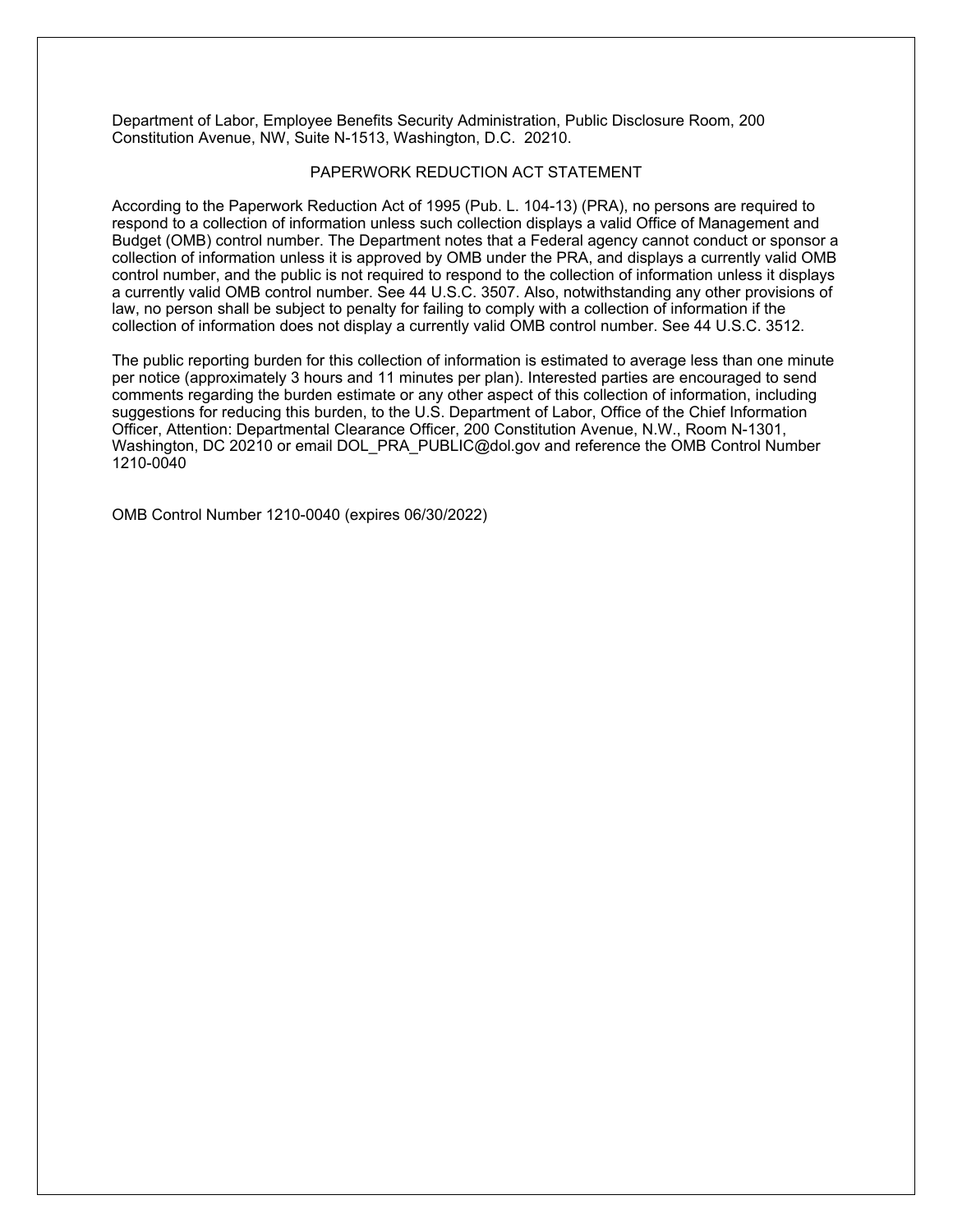Department of Labor, Employee Benefits Security Administration, Public Disclosure Room, 200 Constitution Avenue, NW, Suite N-1513, Washington, D.C. 20210.

## PAPERWORK REDUCTION ACT STATEMENT

According to the Paperwork Reduction Act of 1995 (Pub. L. 104-13) (PRA), no persons are required to respond to a collection of information unless such collection displays a valid Office of Management and Budget (OMB) control number. The Department notes that a Federal agency cannot conduct or sponsor a collection of information unless it is approved by OMB under the PRA, and displays a currently valid OMB control number, and the public is not required to respond to the collection of information unless it displays a currently valid OMB control number. See 44 U.S.C. 3507. Also, notwithstanding any other provisions of law, no person shall be subject to penalty for failing to comply with a collection of information if the collection of information does not display a currently valid OMB control number. See 44 U.S.C. 3512.

The public reporting burden for this collection of information is estimated to average less than one minute per notice (approximately 3 hours and 11 minutes per plan). Interested parties are encouraged to send comments regarding the burden estimate or any other aspect of this collection of information, including suggestions for reducing this burden, to the U.S. Department of Labor, Office of the Chief Information Officer, Attention: Departmental Clearance Officer, 200 Constitution Avenue, N.W., Room N-1301, Washington, DC 20210 or email DOL_PRA_PUBLIC@dol.gov and reference the OMB Control Number 1210-0040

OMB Control Number 1210-0040 (expires 06/30/2022)